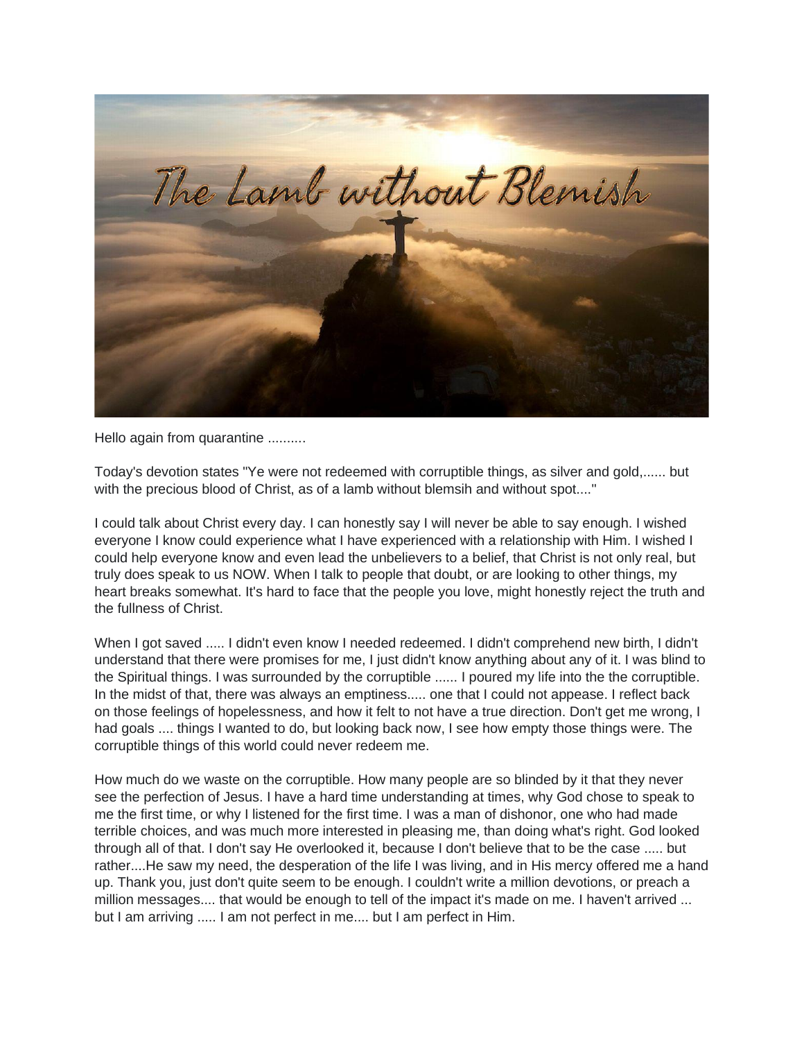# The Lamb without Blemish

Hello again from quarantine ..........

Today's devotion states "Ye were not redeemed with corruptible things, as silver and gold,...... but with the precious blood of Christ, as of a lamb without blemsih and without spot...."

I could talk about Christ every day. I can honestly say I will never be able to say enough. I wished everyone I know could experience what I have experienced with a relationship with Him. I wished I could help everyone know and even lead the unbelievers to a belief, that Christ is not only real, but truly does speak to us NOW. When I talk to people that doubt, or are looking to other things, my heart breaks somewhat. It's hard to face that the people you love, might honestly reject the truth and the fullness of Christ.

When I got saved ..... I didn't even know I needed redeemed. I didn't comprehend new birth, I didn't understand that there were promises for me, I just didn't know anything about any of it. I was blind to the Spiritual things. I was surrounded by the corruptible ...... I poured my life into the the corruptible. In the midst of that, there was always an emptiness..... one that I could not appease. I reflect back on those feelings of hopelessness, and how it felt to not have a true direction. Don't get me wrong, I had goals .... things I wanted to do, but looking back now, I see how empty those things were. The corruptible things of this world could never redeem me.

How much do we waste on the corruptible. How many people are so blinded by it that they never see the perfection of Jesus. I have a hard time understanding at times, why God chose to speak to me the first time, or why I listened for the first time. I was a man of dishonor, one who had made terrible choices, and was much more interested in pleasing me, than doing what's right. God looked through all of that. I don't say He overlooked it, because I don't believe that to be the case ..... but rather....He saw my need, the desperation of the life I was living, and in His mercy offered me a hand up. Thank you, just don't quite seem to be enough. I couldn't write a million devotions, or preach a million messages.... that would be enough to tell of the impact it's made on me. I haven't arrived ... but I am arriving ..... I am not perfect in me.... but I am perfect in Him.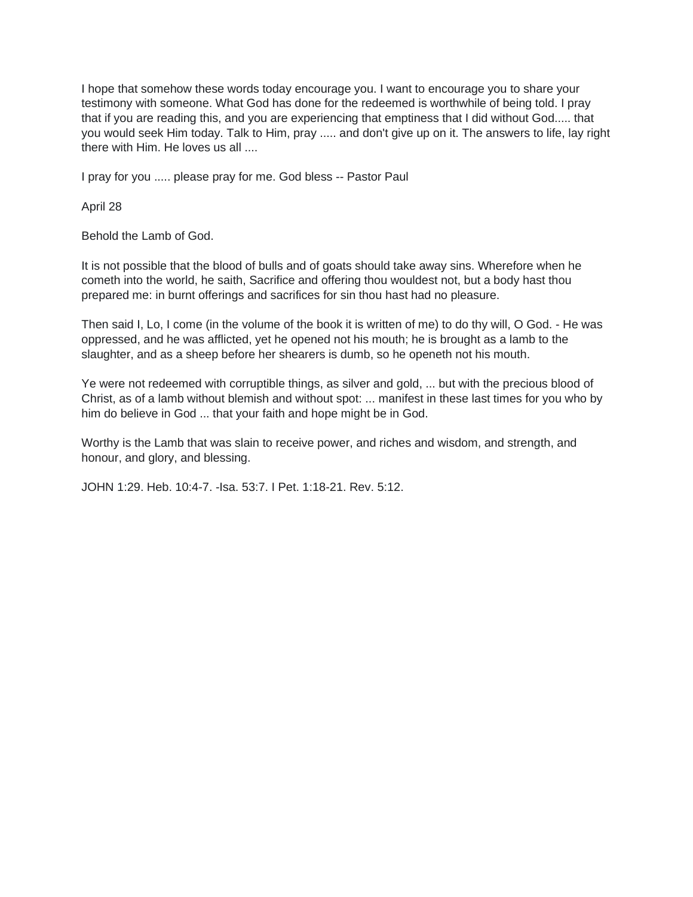I hope that somehow these words today encourage you. I want to encourage you to share your testimony with someone. What God has done for the redeemed is worthwhile of being told. I pray that if you are reading this, and you are experiencing that emptiness that I did without God..... that you would seek Him today. Talk to Him, pray ..... and don't give up on it. The answers to life, lay right there with Him. He loves us all ....

I pray for you ..... please pray for me. God bless -- Pastor Paul

April 28

Behold the Lamb of God.

It is not possible that the blood of bulls and of goats should take away sins. Wherefore when he cometh into the world, he saith, Sacrifice and offering thou wouldest not, but a body hast thou prepared me: in burnt offerings and sacrifices for sin thou hast had no pleasure.

Then said I, Lo, I come (in the volume of the book it is written of me) to do thy will, O God. - He was oppressed, and he was afflicted, yet he opened not his mouth; he is brought as a lamb to the slaughter, and as a sheep before her shearers is dumb, so he openeth not his mouth.

Ye were not redeemed with corruptible things, as silver and gold, ... but with the precious blood of Christ, as of a lamb without blemish and without spot: ... manifest in these last times for you who by him do believe in God ... that your faith and hope might be in God.

Worthy is the Lamb that was slain to receive power, and riches and wisdom, and strength, and honour, and glory, and blessing.

JOHN 1:29. Heb. 10:4-7. -Isa. 53:7. I Pet. 1:18-21. Rev. 5:12.